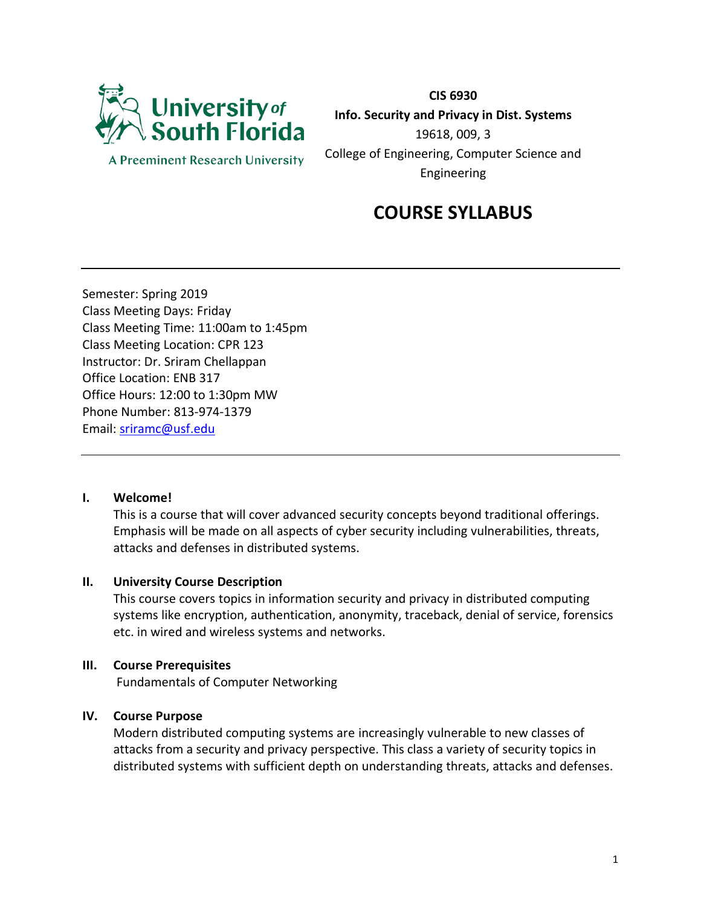**CIS 6930**

**Info. Security and Privacy in Dist. Systems**

19618, 009, 3

College of Engineering, Computer Science and Engineering

# COURSE SYLLABUS

---

Semester: Spring 2019
Class Meeting Days: Friday
Class Meeting Time: 11:00am to 1:45pm
Class Meeting Location: CPR 123
Instructor: Dr. Sriram Chellappan
Office Location: ENB 317
Office Hours: 12:00 to 1:30pm MW
Phone Number: 813-974-1379
Email: sriramc@usf.edu

---

## I. Welcome!

This is a course that will cover advanced security concepts beyond traditional offerings. Emphasis will be made on all aspects of cyber security including vulnerabilities, threats, attacks and defenses in distributed systems.

## II. University Course Description

This course covers topics in information security and privacy in distributed computing systems like encryption, authentication, anonymity, traceback, denial of service, forensics etc. in wired and wireless systems and networks.

## III. Course Prerequisites

Fundamentals of Computer Networking

## IV. Course Purpose

Modern distributed computing systems are increasingly vulnerable to new classes of attacks from a security and privacy perspective. This class a variety of security topics in distributed systems with sufficient depth on understanding threats, attacks and defenses.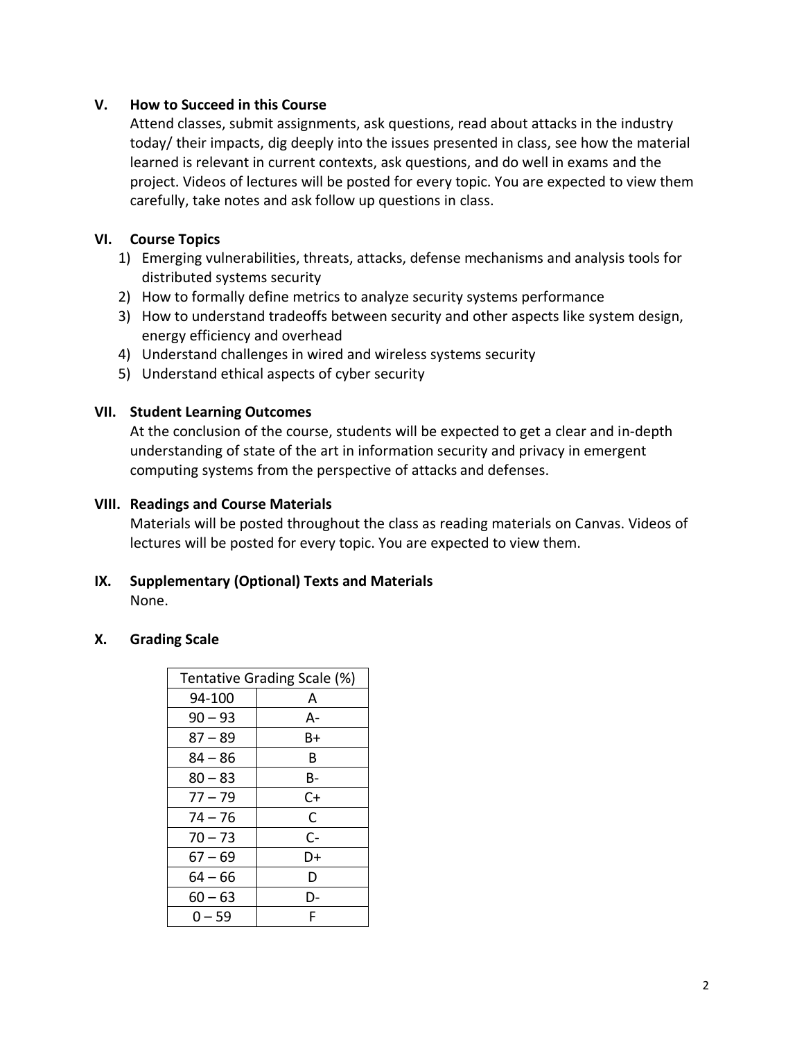## V. How to Succeed in this Course

Attend classes, submit assignments, ask questions, read about attacks in the industry today/ their impacts, dig deeply into the issues presented in class, see how the material learned is relevant in current contexts, ask questions, and do well in exams and the project. Videos of lectures will be posted for every topic. You are expected to view them carefully, take notes and ask follow up questions in class.

## VI. Course Topics

1) Emerging vulnerabilities, threats, attacks, defense mechanisms and analysis tools for distributed systems security
2) How to formally define metrics to analyze security systems performance
3) How to understand tradeoffs between security and other aspects like system design, energy efficiency and overhead
4) Understand challenges in wired and wireless systems security
5) Understand ethical aspects of cyber security

## VII. Student Learning Outcomes

At the conclusion of the course, students will be expected to get a clear and in-depth understanding of state of the art in information security and privacy in emergent computing systems from the perspective of attacks and defenses.

## VIII. Readings and Course Materials

Materials will be posted throughout the class as reading materials on Canvas. Videos of lectures will be posted for every topic. You are expected to view them.

## IX. Supplementary (Optional) Texts and Materials

None.

## X. Grading Scale

| Tentative Grading Scale (%) | |
|---|---|
| 94-100 | A |
| 90 – 93 | A- |
| 87 – 89 | B+ |
| 84 – 86 | B |
| 80 – 83 | B- |
| 77 – 79 | C+ |
| 74 – 76 | C |
| 70 – 73 | C- |
| 67 – 69 | D+ |
| 64 – 66 | D |
| 60 – 63 | D- |
| 0 – 59 | F |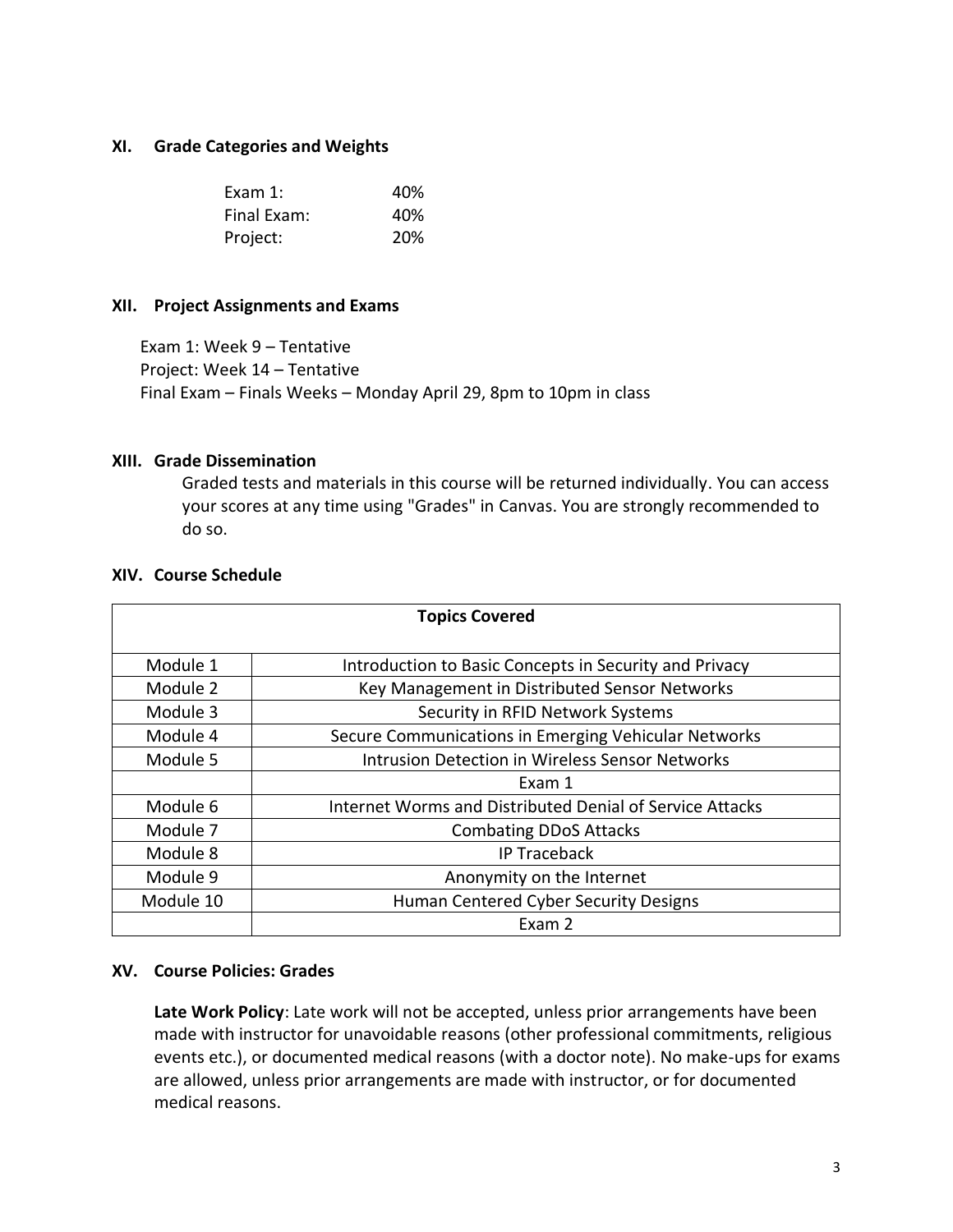## XI. Grade Categories and Weights

| | |
|---|---|
| Exam 1: | 40% |
| Final Exam: | 40% |
| Project: | 20% |

## XII. Project Assignments and Exams

Exam 1: Week 9 – Tentative
Project: Week 14 – Tentative
Final Exam – Finals Weeks – Monday April 29, 8pm to 10pm in class

## XIII. Grade Dissemination

Graded tests and materials in this course will be returned individually. You can access your scores at any time using "Grades" in Canvas. You are strongly recommended to do so.

## XIV. Course Schedule

| Topics Covered | |
|---|---|
| Module 1 | Introduction to Basic Concepts in Security and Privacy |
| Module 2 | Key Management in Distributed Sensor Networks |
| Module 3 | Security in RFID Network Systems |
| Module 4 | Secure Communications in Emerging Vehicular Networks |
| Module 5 | Intrusion Detection in Wireless Sensor Networks |
| | Exam 1 |
| Module 6 | Internet Worms and Distributed Denial of Service Attacks |
| Module 7 | Combating DDoS Attacks |
| Module 8 | IP Traceback |
| Module 9 | Anonymity on the Internet |
| Module 10 | Human Centered Cyber Security Designs |
| | Exam 2 |

## XV. Course Policies: Grades

**Late Work Policy**: Late work will not be accepted, unless prior arrangements have been made with instructor for unavoidable reasons (other professional commitments, religious events etc.), or documented medical reasons (with a doctor note). No make-ups for exams are allowed, unless prior arrangements are made with instructor, or for documented medical reasons.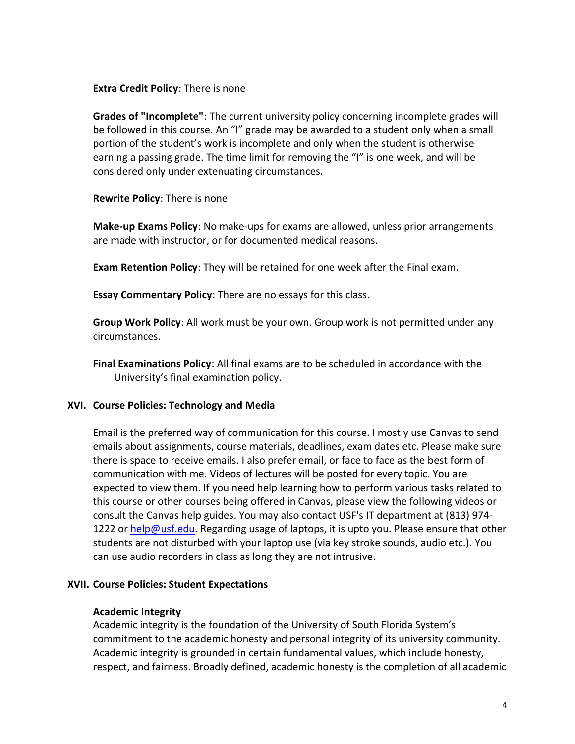**Extra Credit Policy**: There is none

**Grades of "Incomplete"**: The current university policy concerning incomplete grades will be followed in this course. An "I" grade may be awarded to a student only when a small portion of the student's work is incomplete and only when the student is otherwise earning a passing grade. The time limit for removing the "I" is one week, and will be considered only under extenuating circumstances.

**Rewrite Policy**: There is none

**Make-up Exams Policy**: No make-ups for exams are allowed, unless prior arrangements are made with instructor, or for documented medical reasons.

**Exam Retention Policy**: They will be retained for one week after the Final exam.

**Essay Commentary Policy**: There are no essays for this class.

**Group Work Policy**: All work must be your own. Group work is not permitted under any circumstances.

**Final Examinations Policy**: All final exams are to be scheduled in accordance with the University's final examination policy.

## XVI. Course Policies: Technology and Media

Email is the preferred way of communication for this course. I mostly use Canvas to send emails about assignments, course materials, deadlines, exam dates etc. Please make sure there is space to receive emails. I also prefer email, or face to face as the best form of communication with me. Videos of lectures will be posted for every topic. You are expected to view them. If you need help learning how to perform various tasks related to this course or other courses being offered in Canvas, please view the following videos or consult the Canvas help guides. You may also contact USF's IT department at (813) 974-1222 or [help@usf.edu](mailto:help@usf.edu). Regarding usage of laptops, it is upto you. Please ensure that other students are not disturbed with your laptop use (via key stroke sounds, audio etc.). You can use audio recorders in class as long they are not intrusive.

## XVII. Course Policies: Student Expectations

**Academic Integrity**

Academic integrity is the foundation of the University of South Florida System's commitment to the academic honesty and personal integrity of its university community. Academic integrity is grounded in certain fundamental values, which include honesty, respect, and fairness. Broadly defined, academic honesty is the completion of all academic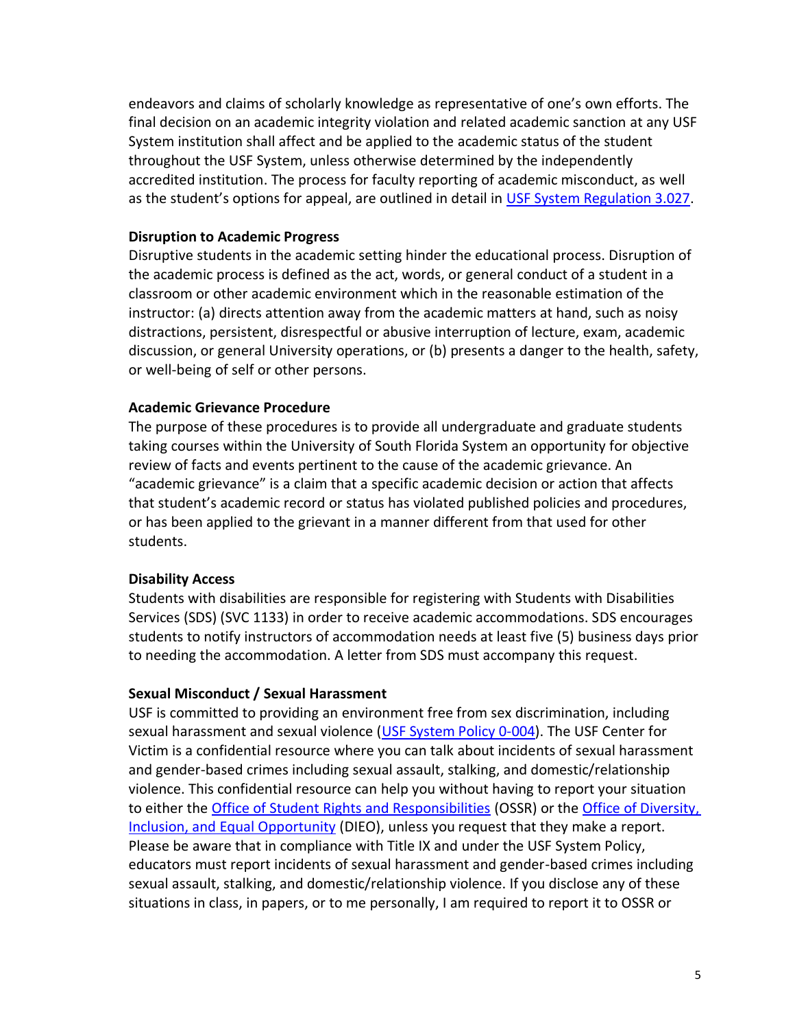endeavors and claims of scholarly knowledge as representative of one's own efforts. The final decision on an academic integrity violation and related academic sanction at any USF System institution shall affect and be applied to the academic status of the student throughout the USF System, unless otherwise determined by the independently accredited institution. The process for faculty reporting of academic misconduct, as well as the student's options for appeal, are outlined in detail in [USF System Regulation 3.027](#).

**Disruption to Academic Progress**
Disruptive students in the academic setting hinder the educational process. Disruption of the academic process is defined as the act, words, or general conduct of a student in a classroom or other academic environment which in the reasonable estimation of the instructor: (a) directs attention away from the academic matters at hand, such as noisy distractions, persistent, disrespectful or abusive interruption of lecture, exam, academic discussion, or general University operations, or (b) presents a danger to the health, safety, or well-being of self or other persons.

**Academic Grievance Procedure**
The purpose of these procedures is to provide all undergraduate and graduate students taking courses within the University of South Florida System an opportunity for objective review of facts and events pertinent to the cause of the academic grievance. An "academic grievance" is a claim that a specific academic decision or action that affects that student's academic record or status has violated published policies and procedures, or has been applied to the grievant in a manner different from that used for other students.

**Disability Access**
Students with disabilities are responsible for registering with Students with Disabilities Services (SDS) (SVC 1133) in order to receive academic accommodations. SDS encourages students to notify instructors of accommodation needs at least five (5) business days prior to needing the accommodation. A letter from SDS must accompany this request.

**Sexual Misconduct / Sexual Harassment**
USF is committed to providing an environment free from sex discrimination, including sexual harassment and sexual violence ([USF System Policy 0-004](#)). The USF Center for Victim is a confidential resource where you can talk about incidents of sexual harassment and gender-based crimes including sexual assault, stalking, and domestic/relationship violence. This confidential resource can help you without having to report your situation to either the [Office of Student Rights and Responsibilities](#) (OSSR) or the [Office of Diversity, Inclusion, and Equal Opportunity](#) (DIEO), unless you request that they make a report. Please be aware that in compliance with Title IX and under the USF System Policy, educators must report incidents of sexual harassment and gender-based crimes including sexual assault, stalking, and domestic/relationship violence. If you disclose any of these situations in class, in papers, or to me personally, I am required to report it to OSSR or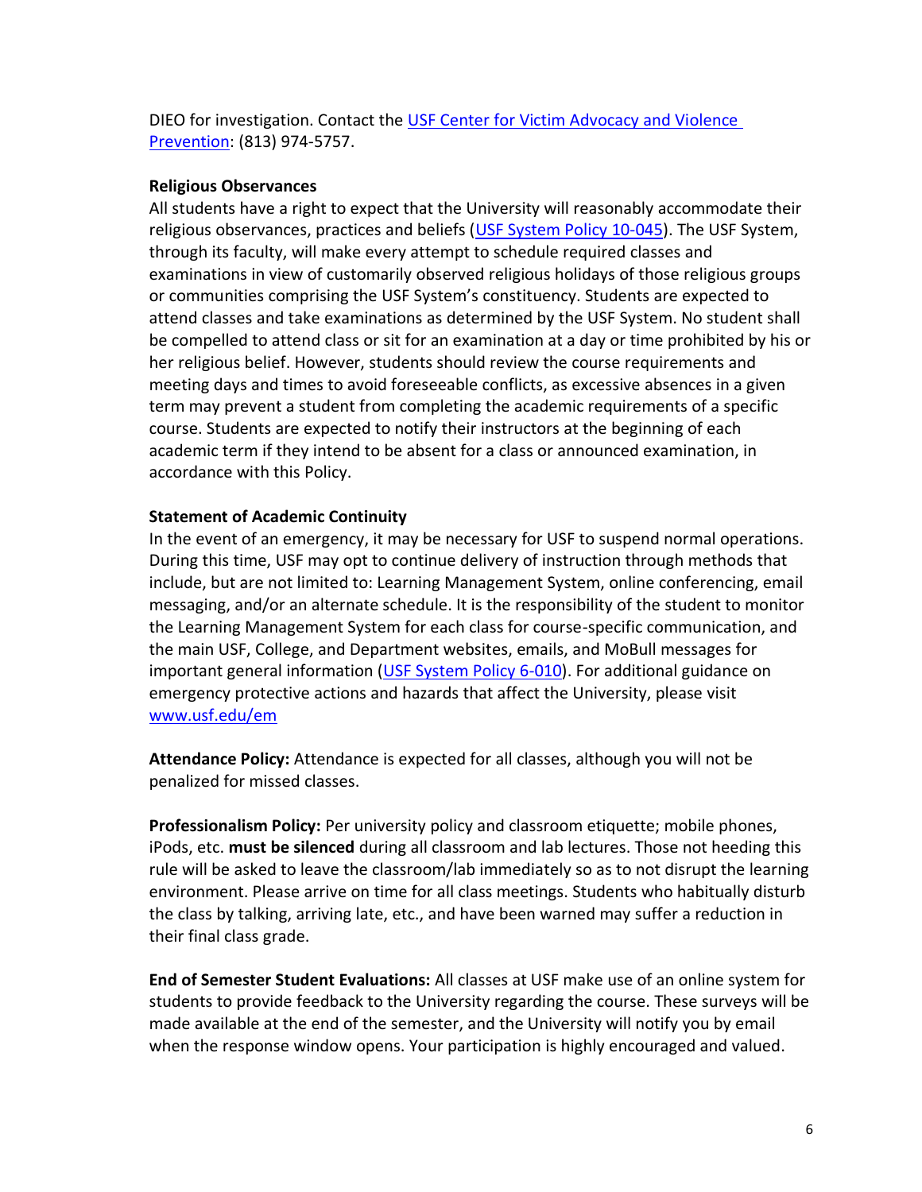DIEO for investigation. Contact the [USF Center for Victim Advocacy and Violence Prevention](): (813) 974-5757.

**Religious Observances**

All students have a right to expect that the University will reasonably accommodate their religious observances, practices and beliefs ([USF System Policy 10-045]()). The USF System, through its faculty, will make every attempt to schedule required classes and examinations in view of customarily observed religious holidays of those religious groups or communities comprising the USF System's constituency. Students are expected to attend classes and take examinations as determined by the USF System. No student shall be compelled to attend class or sit for an examination at a day or time prohibited by his or her religious belief. However, students should review the course requirements and meeting days and times to avoid foreseeable conflicts, as excessive absences in a given term may prevent a student from completing the academic requirements of a specific course. Students are expected to notify their instructors at the beginning of each academic term if they intend to be absent for a class or announced examination, in accordance with this Policy.

**Statement of Academic Continuity**

In the event of an emergency, it may be necessary for USF to suspend normal operations. During this time, USF may opt to continue delivery of instruction through methods that include, but are not limited to: Learning Management System, online conferencing, email messaging, and/or an alternate schedule. It is the responsibility of the student to monitor the Learning Management System for each class for course-specific communication, and the main USF, College, and Department websites, emails, and MoBull messages for important general information ([USF System Policy 6-010]()). For additional guidance on emergency protective actions and hazards that affect the University, please visit [www.usf.edu/em](www.usf.edu/em)

**Attendance Policy:** Attendance is expected for all classes, although you will not be penalized for missed classes.

**Professionalism Policy:** Per university policy and classroom etiquette; mobile phones, iPods, etc. **must be silenced** during all classroom and lab lectures. Those not heeding this rule will be asked to leave the classroom/lab immediately so as to not disrupt the learning environment. Please arrive on time for all class meetings. Students who habitually disturb the class by talking, arriving late, etc., and have been warned may suffer a reduction in their final class grade.

**End of Semester Student Evaluations:** All classes at USF make use of an online system for students to provide feedback to the University regarding the course. These surveys will be made available at the end of the semester, and the University will notify you by email when the response window opens. Your participation is highly encouraged and valued.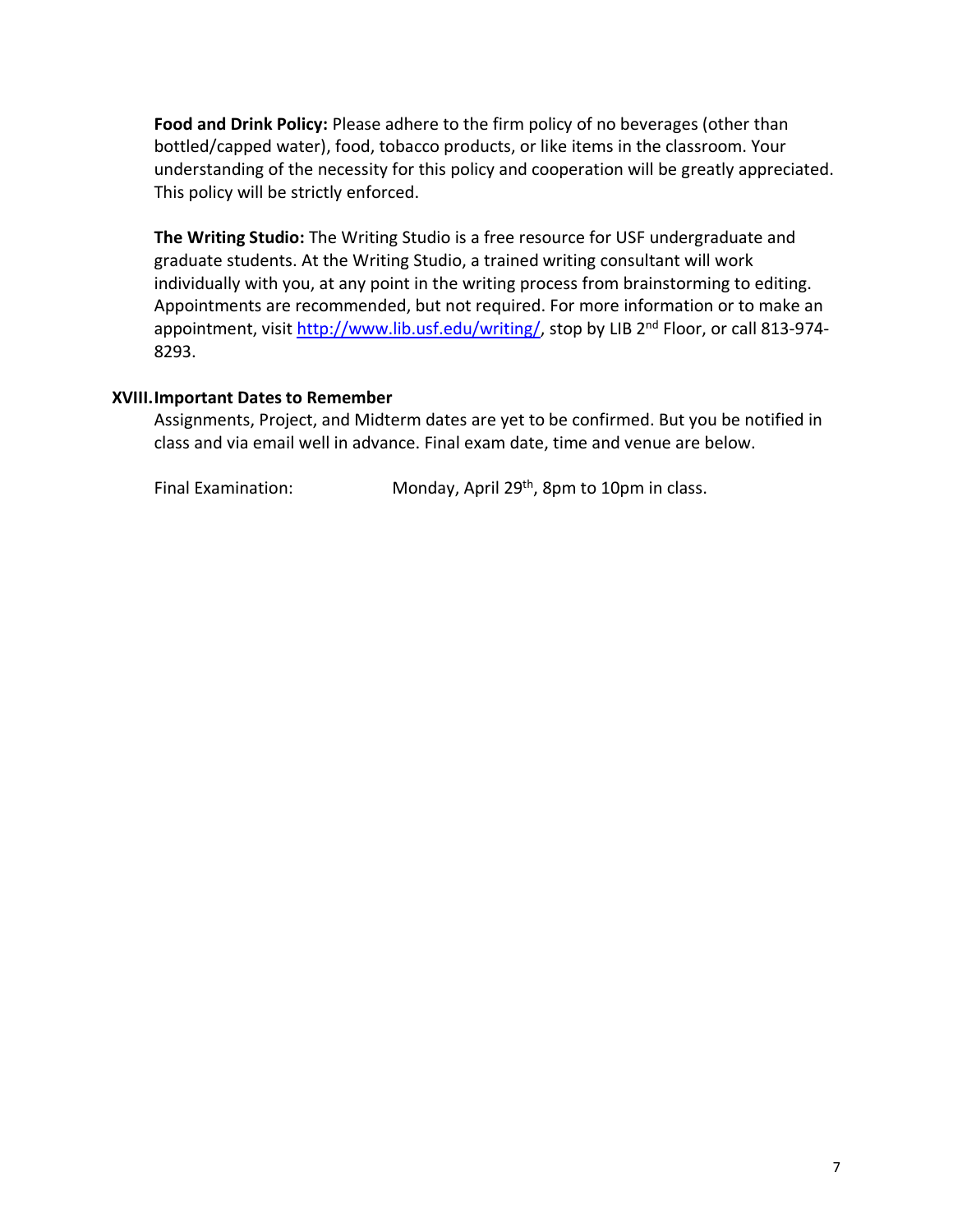**Food and Drink Policy:** Please adhere to the firm policy of no beverages (other than bottled/capped water), food, tobacco products, or like items in the classroom. Your understanding of the necessity for this policy and cooperation will be greatly appreciated. This policy will be strictly enforced.

**The Writing Studio:** The Writing Studio is a free resource for USF undergraduate and graduate students. At the Writing Studio, a trained writing consultant will work individually with you, at any point in the writing process from brainstorming to editing. Appointments are recommended, but not required. For more information or to make an appointment, visit http://www.lib.usf.edu/writing/, stop by LIB 2nd Floor, or call 813-974-8293.

## XVIII. Important Dates to Remember

Assignments, Project, and Midterm dates are yet to be confirmed. But you be notified in class and via email well in advance. Final exam date, time and venue are below.

Final Examination: Monday, April 29th, 8pm to 10pm in class.